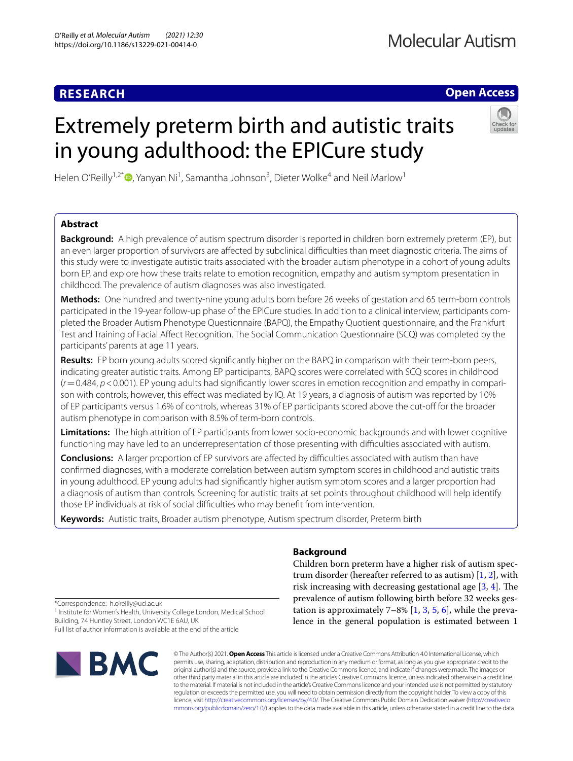RESEARCH

Open Access

# Extremely preterm birth and autistic traits in young adulthood: the EPICure study

Helen O'Reilly[1,2*], Yanyan Ni[1], Samantha Johnson[3], Dieter Wolke[4] and Neil Marlow[1]

## Abstract

**Background:** A high prevalence of autism spectrum disorder is reported in children born extremely preterm (EP), but an even larger proportion of survivors are affected by subclinical difficulties than meet diagnostic criteria. The aims of this study were to investigate autistic traits associated with the broader autism phenotype in a cohort of young adults born EP, and explore how these traits relate to emotion recognition, empathy and autism symptom presentation in childhood. The prevalence of autism diagnoses was also investigated.

**Methods:** One hundred and twenty-nine young adults born before 26 weeks of gestation and 65 term-born controls participated in the 19-year follow-up phase of the EPICure studies. In addition to a clinical interview, participants completed the Broader Autism Phenotype Questionnaire (BAPQ), the Empathy Quotient questionnaire, and the Frankfurt Test and Training of Facial Affect Recognition. The Social Communication Questionnaire (SCQ) was completed by the participants' parents at age 11 years.

**Results:** EP born young adults scored significantly higher on the BAPQ in comparison with their term-born peers, indicating greater autistic traits. Among EP participants, BAPQ scores were correlated with SCQ scores in childhood ($r = 0.484$, $p < 0.001$). EP young adults had significantly lower scores in emotion recognition and empathy in comparison with controls; however, this effect was mediated by IQ. At 19 years, a diagnosis of autism was reported by 10% of EP participants versus 1.6% of controls, whereas 31% of EP participants scored above the cut-off for the broader autism phenotype in comparison with 8.5% of term-born controls.

**Limitations:** The high attrition of EP participants from lower socio-economic backgrounds and with lower cognitive functioning may have led to an underrepresentation of those presenting with difficulties associated with autism.

**Conclusions:** A larger proportion of EP survivors are affected by difficulties associated with autism than have confirmed diagnoses, with a moderate correlation between autism symptom scores in childhood and autistic traits in young adulthood. EP young adults had significantly higher autism symptom scores and a larger proportion had a diagnosis of autism than controls. Screening for autistic traits at set points throughout childhood will help identify those EP individuals at risk of social difficulties who may benefit from intervention.

**Keywords:** Autistic traits, Broader autism phenotype, Autism spectrum disorder, Preterm birth

## Background

Children born preterm have a higher risk of autism spectrum disorder (hereafter referred to as autism) [1, 2], with risk increasing with decreasing gestational age [3, 4]. The prevalence of autism following birth before 32 weeks gestation is approximately 7–8% [1, 3, 5, 6], while the prevalence in the general population is estimated between 1

*Correspondence: h.o'reilly@ucl.ac.uk
[1] Institute for Women's Health, University College London, Medical School Building, 74 Huntley Street, London WC1E 6AU, UK
Full list of author information is available at the end of the article

© The Author(s) 2021. **Open Access** This article is licensed under a Creative Commons Attribution 4.0 International License, which permits use, sharing, adaptation, distribution and reproduction in any medium or format, as long as you give appropriate credit to the original author(s) and the source, provide a link to the Creative Commons licence, and indicate if changes were made. The images or other third party material in this article are included in the article's Creative Commons licence, unless indicated otherwise in a credit line to the material. If material is not included in the article's Creative Commons licence and your intended use is not permitted by statutory regulation or exceeds the permitted use, you will need to obtain permission directly from the copyright holder. To view a copy of this licence, visit http://creativecommons.org/licenses/by/4.0/. The Creative Commons Public Domain Dedication waiver (http://creativecommons.org/publicdomain/zero/1.0/) applies to the data made available in this article, unless otherwise stated in a credit line to the data.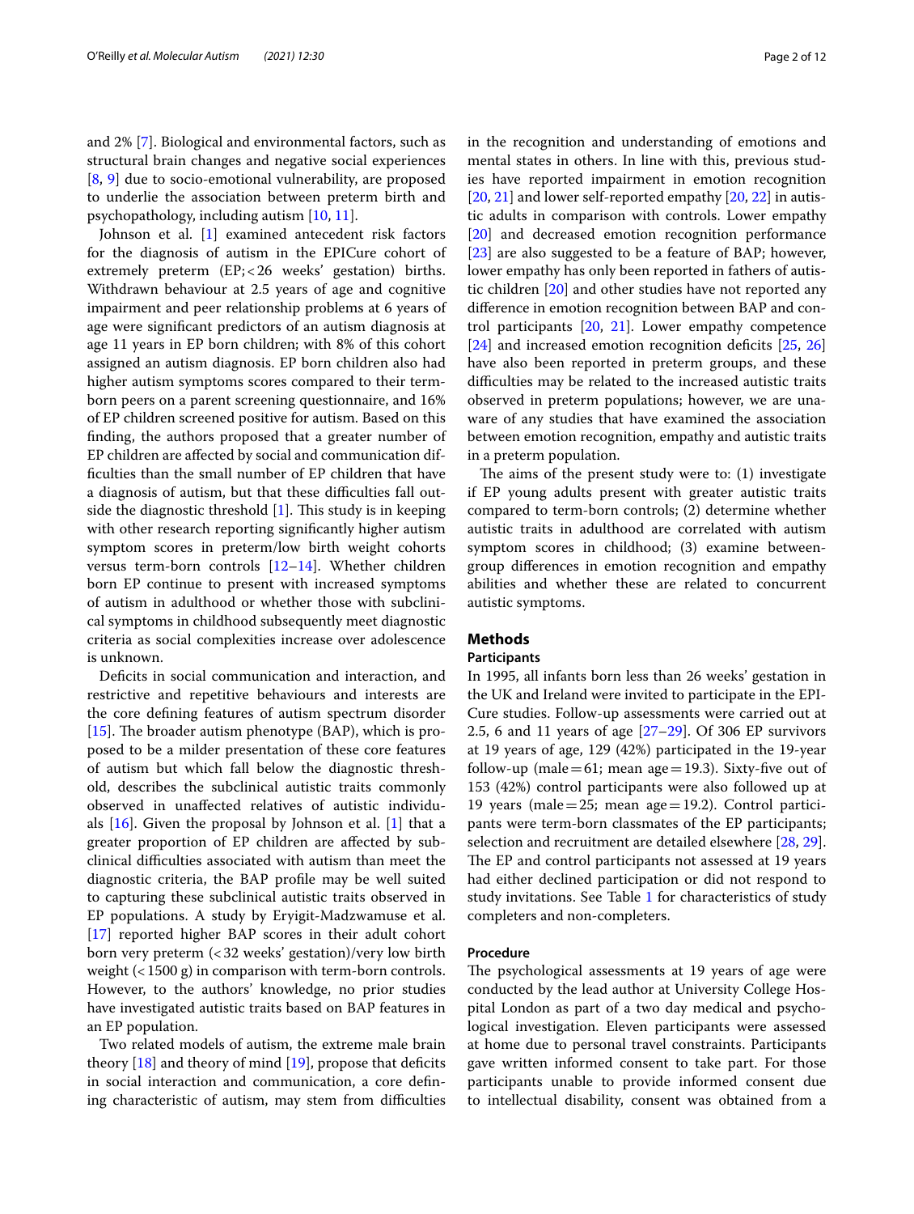and 2% [7]. Biological and environmental factors, such as structural brain changes and negative social experiences [8, 9] due to socio-emotional vulnerability, are proposed to underlie the association between preterm birth and psychopathology, including autism [10, 11].

Johnson et al. [1] examined antecedent risk factors for the diagnosis of autism in the EPICure cohort of extremely preterm (EP; < 26 weeks' gestation) births. Withdrawn behaviour at 2.5 years of age and cognitive impairment and peer relationship problems at 6 years of age were significant predictors of an autism diagnosis at age 11 years in EP born children; with 8% of this cohort assigned an autism diagnosis. EP born children also had higher autism symptoms scores compared to their term-born peers on a parent screening questionnaire, and 16% of EP children screened positive for autism. Based on this finding, the authors proposed that a greater number of EP children are affected by social and communication difficulties than the small number of EP children that have a diagnosis of autism, but that these difficulties fall outside the diagnostic threshold [1]. This study is in keeping with other research reporting significantly higher autism symptom scores in preterm/low birth weight cohorts versus term-born controls [12–14]. Whether children born EP continue to present with increased symptoms of autism in adulthood or whether those with subclinical symptoms in childhood subsequently meet diagnostic criteria as social complexities increase over adolescence is unknown.

Deficits in social communication and interaction, and restrictive and repetitive behaviours and interests are the core defining features of autism spectrum disorder [15]. The broader autism phenotype (BAP), which is proposed to be a milder presentation of these core features of autism but which fall below the diagnostic threshold, describes the subclinical autistic traits commonly observed in unaffected relatives of autistic individuals [16]. Given the proposal by Johnson et al. [1] that a greater proportion of EP children are affected by subclinical difficulties associated with autism than meet the diagnostic criteria, the BAP profile may be well suited to capturing these subclinical autistic traits observed in EP populations. A study by Eryigit-Madzwamuse et al. [17] reported higher BAP scores in their adult cohort born very preterm (< 32 weeks' gestation)/very low birth weight (< 1500 g) in comparison with term-born controls. However, to the authors' knowledge, no prior studies have investigated autistic traits based on BAP features in an EP population.

Two related models of autism, the extreme male brain theory [18] and theory of mind [19], propose that deficits in social interaction and communication, a core defining characteristic of autism, may stem from difficulties in the recognition and understanding of emotions and mental states in others. In line with this, previous studies have reported impairment in emotion recognition [20, 21] and lower self-reported empathy [20, 22] in autistic adults in comparison with controls. Lower empathy [20] and decreased emotion recognition performance [23] are also suggested to be a feature of BAP; however, lower empathy has only been reported in fathers of autistic children [20] and other studies have not reported any difference in emotion recognition between BAP and control participants [20, 21]. Lower empathy competence [24] and increased emotion recognition deficits [25, 26] have also been reported in preterm groups, and these difficulties may be related to the increased autistic traits observed in preterm populations; however, we are unaware of any studies that have examined the association between emotion recognition, empathy and autistic traits in a preterm population.

The aims of the present study were to: (1) investigate if EP young adults present with greater autistic traits compared to term-born controls; (2) determine whether autistic traits in adulthood are correlated with autism symptom scores in childhood; (3) examine between-group differences in emotion recognition and empathy abilities and whether these are related to concurrent autistic symptoms.

## Methods

### Participants

In 1995, all infants born less than 26 weeks' gestation in the UK and Ireland were invited to participate in the EPICure studies. Follow-up assessments were carried out at 2.5, 6 and 11 years of age [27–29]. Of 306 EP survivors at 19 years of age, 129 (42%) participated in the 19-year follow-up (male = 61; mean age = 19.3). Sixty-five out of 153 (42%) control participants were also followed up at 19 years (male = 25; mean age = 19.2). Control participants were term-born classmates of the EP participants; selection and recruitment are detailed elsewhere [28, 29]. The EP and control participants not assessed at 19 years had either declined participation or did not respond to study invitations. See Table 1 for characteristics of study completers and non-completers.

### Procedure

The psychological assessments at 19 years of age were conducted by the lead author at University College Hospital London as part of a two day medical and psychological investigation. Eleven participants were assessed at home due to personal travel constraints. Participants gave written informed consent to take part. For those participants unable to provide informed consent due to intellectual disability, consent was obtained from a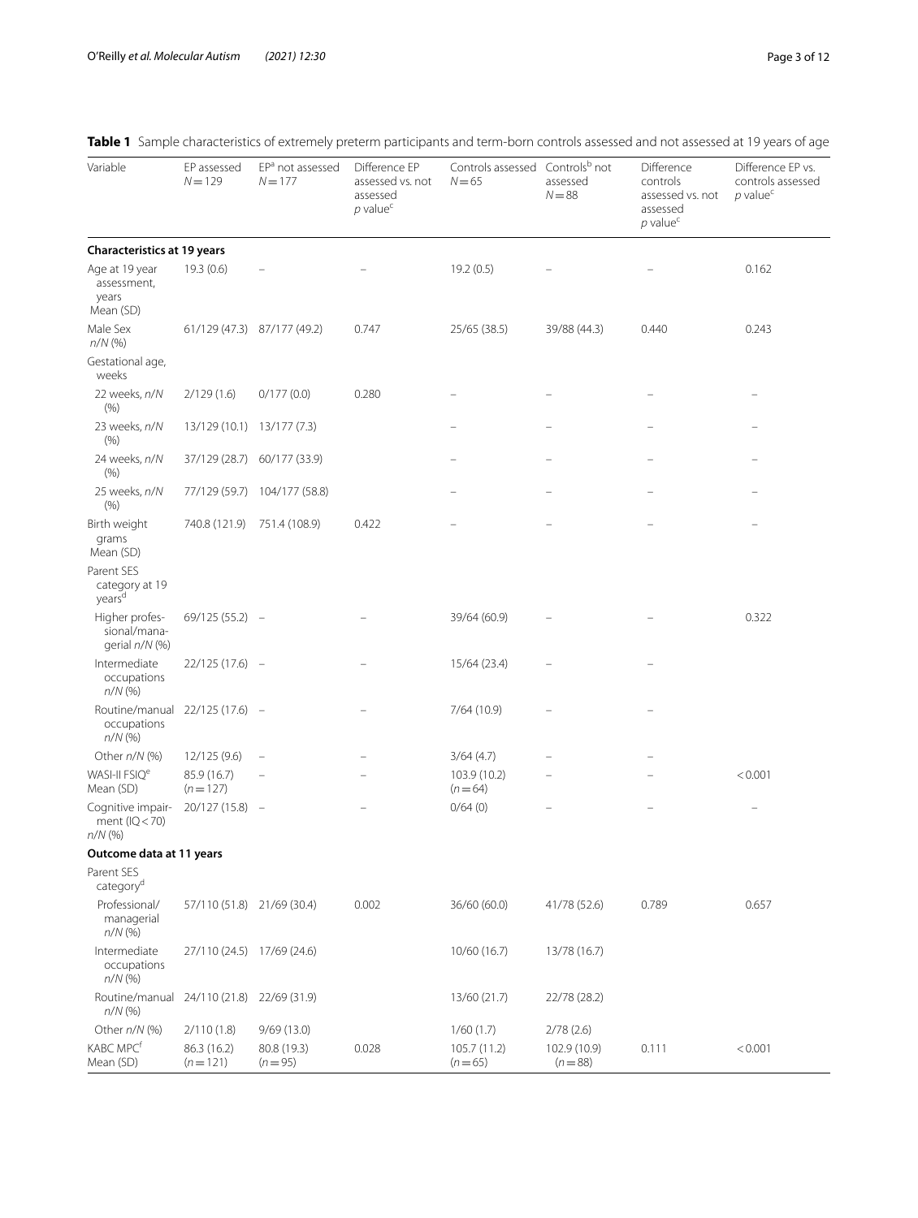**Table 1** Sample characteristics of extremely preterm participants and term-born controls assessed and not assessed at 19 years of age

| Variable | EP assessed $N = 129$ | EP[a] not assessed $N = 177$ | Difference EP assessed vs. not assessed *p* value[c] | Controls assessed $N = 65$ | Controls[b] not assessed $N = 88$ | Difference controls assessed vs. not assessed *p* value[c] | Difference EP vs. controls assessed *p* value[c] |
|---|---|---|---|---|---|---|---|
| **Characteristics at 19 years** | | | | | | | |
| Age at 19 year assessment, years Mean (SD) | 19.3 (0.6) | – | – | 19.2 (0.5) | – | – | 0.162 |
| Male Sex *n*/*N* (%) | 61/129 (47.3) | 87/177 (49.2) | 0.747 | 25/65 (38.5) | 39/88 (44.3) | 0.440 | 0.243 |
| Gestational age, weeks | | | | | | | |
| 22 weeks, *n*/*N* (%) | 2/129 (1.6) | 0/177 (0.0) | 0.280 | – | – | – | – |
| 23 weeks, *n*/*N* (%) | 13/129 (10.1) | 13/177 (7.3) | | – | – | – | – |
| 24 weeks, *n*/*N* (%) | 37/129 (28.7) | 60/177 (33.9) | | – | – | – | – |
| 25 weeks, *n*/*N* (%) | 77/129 (59.7) | 104/177 (58.8) | | – | – | – | – |
| Birth weight grams Mean (SD) | 740.8 (121.9) | 751.4 (108.9) | 0.422 | – | – | – | – |
| Parent SES category at 19 years[d] | | | | | | | |
| Higher professional/managerial *n*/*N* (%) | 69/125 (55.2) | – | – | 39/64 (60.9) | – | – | 0.322 |
| Intermediate occupations *n*/*N* (%) | 22/125 (17.6) | – | – | 15/64 (23.4) | – | – | |
| Routine/manual occupations *n*/*N* (%) | 22/125 (17.6) | – | – | 7/64 (10.9) | – | – | |
| Other *n*/*N* (%) | 12/125 (9.6) | – | – | 3/64 (4.7) | – | – | |
| WASI-II FSIQ[e] Mean (SD) | 85.9 (16.7) ($n = 127$) | – | – | 103.9 (10.2) ($n = 64$) | – | – | < 0.001 |
| Cognitive impairment (IQ < 70) *n*/*N* (%) | 20/127 (15.8) | – | – | 0/64 (0) | – | – | – |
| **Outcome data at 11 years** | | | | | | | |
| Parent SES category[d] | | | | | | | |
| Professional/managerial *n*/*N* (%) | 57/110 (51.8) | 21/69 (30.4) | 0.002 | 36/60 (60.0) | 41/78 (52.6) | 0.789 | 0.657 |
| Intermediate occupations *n*/*N* (%) | 27/110 (24.5) | 17/69 (24.6) | | 10/60 (16.7) | 13/78 (16.7) | | |
| Routine/manual *n*/*N* (%) | 24/110 (21.8) | 22/69 (31.9) | | 13/60 (21.7) | 22/78 (28.2) | | |
| Other *n*/*N* (%) | 2/110 (1.8) | 9/69 (13.0) | | 1/60 (1.7) | 2/78 (2.6) | | |
| KABC MPC[f] Mean (SD) | 86.3 (16.2) ($n = 121$) | 80.8 (19.3) ($n = 95$) | 0.028 | 105.7 (11.2) ($n = 65$) | 102.9 (10.9) ($n = 88$) | 0.111 | < 0.001 |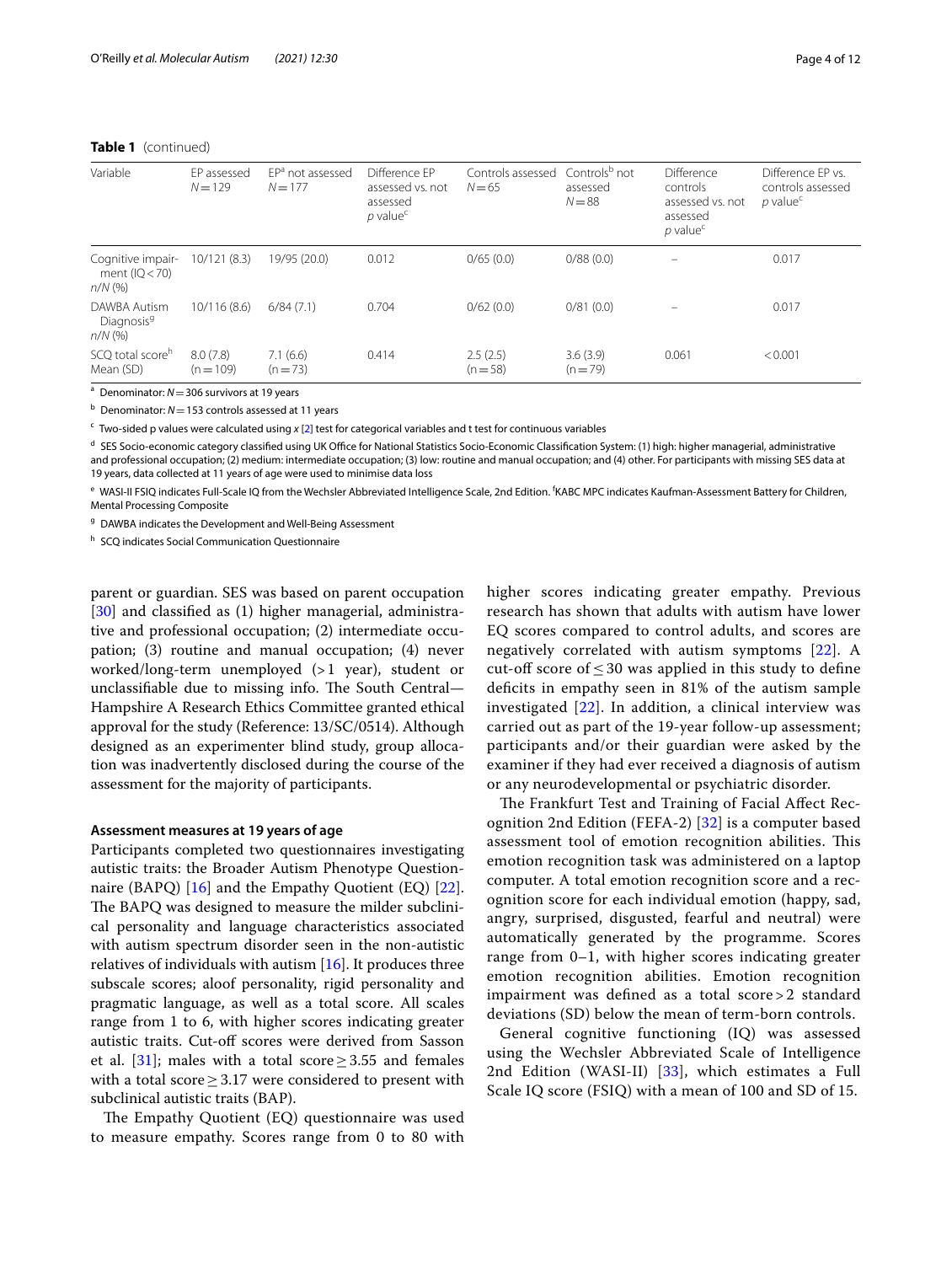**Table 1** (continued)

| Variable | EP assessed $N=129$ | EP[a] not assessed $N=177$ | Difference EP assessed vs. not assessed *p* value[c] | Controls assessed $N=65$ | Controls[b] not assessed $N=88$ | Difference controls assessed vs. not assessed *p* value[c] | Difference EP vs. controls assessed *p* value[c] |
|---|---|---|---|---|---|---|---|
| Cognitive impairment (IQ < 70) *n/N* (%) | 10/121 (8.3) | 19/95 (20.0) | 0.012 | 0/65 (0.0) | 0/88 (0.0) | – | 0.017 |
| DAWBA Autism Diagnosis[g] *n/N* (%) | 10/116 (8.6) | 6/84 (7.1) | 0.704 | 0/62 (0.0) | 0/81 (0.0) | – | 0.017 |
| SCQ total score[h] Mean (SD) | 8.0 (7.8) (n = 109) | 7.1 (6.6) (n = 73) | 0.414 | 2.5 (2.5) (n = 58) | 3.6 (3.9) (n = 79) | 0.061 | < 0.001 |

[a] Denominator: $N=306$ survivors at 19 years

[b] Denominator: $N=153$ controls assessed at 11 years

[c] Two-sided p values were calculated using $x$ [2] test for categorical variables and t test for continuous variables

[d] SES Socio-economic category classified using UK Office for National Statistics Socio-Economic Classification System: (1) high: higher managerial, administrative and professional occupation; (2) medium: intermediate occupation; (3) low: routine and manual occupation; and (4) other. For participants with missing SES data at 19 years, data collected at 11 years of age were used to minimise data loss

[e] WASI-II FSIQ indicates Full-Scale IQ from the Wechsler Abbreviated Intelligence Scale, 2nd Edition. [f]KABC MPC indicates Kaufman-Assessment Battery for Children, Mental Processing Composite

[g] DAWBA indicates the Development and Well-Being Assessment

[h] SCQ indicates Social Communication Questionnaire

parent or guardian. SES was based on parent occupation [30] and classified as (1) higher managerial, administrative and professional occupation; (2) intermediate occupation; (3) routine and manual occupation; (4) never worked/long-term unemployed (>1 year), student or unclassifiable due to missing info. The South Central—Hampshire A Research Ethics Committee granted ethical approval for the study (Reference: 13/SC/0514). Although designed as an experimenter blind study, group allocation was inadvertently disclosed during the course of the assessment for the majority of participants.

### Assessment measures at 19 years of age

Participants completed two questionnaires investigating autistic traits: the Broader Autism Phenotype Questionnaire (BAPQ) [16] and the Empathy Quotient (EQ) [22]. The BAPQ was designed to measure the milder subclinical personality and language characteristics associated with autism spectrum disorder seen in the non-autistic relatives of individuals with autism [16]. It produces three subscale scores; aloof personality, rigid personality and pragmatic language, as well as a total score. All scales range from 1 to 6, with higher scores indicating greater autistic traits. Cut-off scores were derived from Sasson et al. [31]; males with a total score ≥ 3.55 and females with a total score ≥ 3.17 were considered to present with subclinical autistic traits (BAP).

The Empathy Quotient (EQ) questionnaire was used to measure empathy. Scores range from 0 to 80 with higher scores indicating greater empathy. Previous research has shown that adults with autism have lower EQ scores compared to control adults, and scores are negatively correlated with autism symptoms [22]. A cut-off score of ≤ 30 was applied in this study to define deficits in empathy seen in 81% of the autism sample investigated [22]. In addition, a clinical interview was carried out as part of the 19-year follow-up assessment; participants and/or their guardian were asked by the examiner if they had ever received a diagnosis of autism or any neurodevelopmental or psychiatric disorder.

The Frankfurt Test and Training of Facial Affect Recognition 2nd Edition (FEFA-2) [32] is a computer based assessment tool of emotion recognition abilities. This emotion recognition task was administered on a laptop computer. A total emotion recognition score and a recognition score for each individual emotion (happy, sad, angry, surprised, disgusted, fearful and neutral) were automatically generated by the programme. Scores range from 0–1, with higher scores indicating greater emotion recognition abilities. Emotion recognition impairment was defined as a total score > 2 standard deviations (SD) below the mean of term-born controls.

General cognitive functioning (IQ) was assessed using the Wechsler Abbreviated Scale of Intelligence 2nd Edition (WASI-II) [33], which estimates a Full Scale IQ score (FSIQ) with a mean of 100 and SD of 15.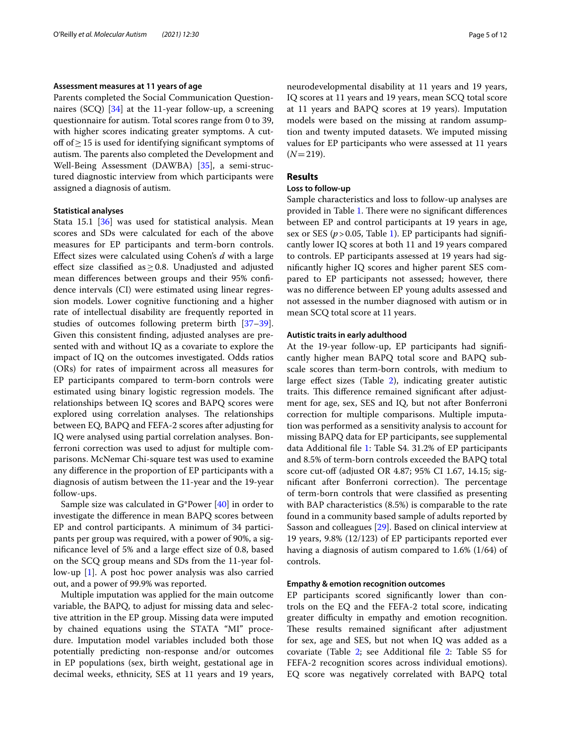### Assessment measures at 11 years of age

Parents completed the Social Communication Questionnaires (SCQ) [34] at the 11-year follow-up, a screening questionnaire for autism. Total scores range from 0 to 39, with higher scores indicating greater symptoms. A cut-off of $\geq 15$ is used for identifying significant symptoms of autism. The parents also completed the Development and Well-Being Assessment (DAWBA) [35], a semi-structured diagnostic interview from which participants were assigned a diagnosis of autism.

### Statistical analyses

Stata 15.1 [36] was used for statistical analysis. Mean scores and SDs were calculated for each of the above measures for EP participants and term-born controls. Effect sizes were calculated using Cohen's *d* with a large effect size classified as $\geq 0.8$. Unadjusted and adjusted mean differences between groups and their 95% confidence intervals (CI) were estimated using linear regression models. Lower cognitive functioning and a higher rate of intellectual disability are frequently reported in studies of outcomes following preterm birth [37–39]. Given this consistent finding, adjusted analyses are presented with and without IQ as a covariate to explore the impact of IQ on the outcomes investigated. Odds ratios (ORs) for rates of impairment across all measures for EP participants compared to term-born controls were estimated using binary logistic regression models. The relationships between IQ scores and BAPQ scores were explored using correlation analyses. The relationships between EQ, BAPQ and FEFA-2 scores after adjusting for IQ were analysed using partial correlation analyses. Bonferroni correction was used to adjust for multiple comparisons. McNemar Chi-square test was used to examine any difference in the proportion of EP participants with a diagnosis of autism between the 11-year and the 19-year follow-ups.

Sample size was calculated in G*Power [40] in order to investigate the difference in mean BAPQ scores between EP and control participants. A minimum of 34 participants per group was required, with a power of 90%, a significance level of 5% and a large effect size of 0.8, based on the SCQ group means and SDs from the 11-year follow-up [1]. A post hoc power analysis was also carried out, and a power of 99.9% was reported.

Multiple imputation was applied for the main outcome variable, the BAPQ, to adjust for missing data and selective attrition in the EP group. Missing data were imputed by chained equations using the STATA "MI" procedure. Imputation model variables included both those potentially predicting non-response and/or outcomes in EP populations (sex, birth weight, gestational age in decimal weeks, ethnicity, SES at 11 years and 19 years, neurodevelopmental disability at 11 years and 19 years, IQ scores at 11 years and 19 years, mean SCQ total score at 11 years and BAPQ scores at 19 years). Imputation models were based on the missing at random assumption and twenty imputed datasets. We imputed missing values for EP participants who were assessed at 11 years ($N = 219$).

## Results

### Loss to follow-up

Sample characteristics and loss to follow-up analyses are provided in Table 1. There were no significant differences between EP and control participants at 19 years in age, sex or SES ($p > 0.05$, Table 1). EP participants had significantly lower IQ scores at both 11 and 19 years compared to controls. EP participants assessed at 19 years had significantly higher IQ scores and higher parent SES compared to EP participants not assessed; however, there was no difference between EP young adults assessed and not assessed in the number diagnosed with autism or in mean SCQ total score at 11 years.

### Autistic traits in early adulthood

At the 19-year follow-up, EP participants had significantly higher mean BAPQ total score and BAPQ subscale scores than term-born controls, with medium to large effect sizes (Table 2), indicating greater autistic traits. This difference remained significant after adjustment for age, sex, SES and IQ, but not after Bonferroni correction for multiple comparisons. Multiple imputation was performed as a sensitivity analysis to account for missing BAPQ data for EP participants, see supplemental data Additional file 1: Table S4. 31.2% of EP participants and 8.5% of term-born controls exceeded the BAPQ total score cut-off (adjusted OR 4.87; 95% CI 1.67, 14.15; significant after Bonferroni correction). The percentage of term-born controls that were classified as presenting with BAP characteristics (8.5%) is comparable to the rate found in a community based sample of adults reported by Sasson and colleagues [29]. Based on clinical interview at 19 years, 9.8% (12/123) of EP participants reported ever having a diagnosis of autism compared to 1.6% (1/64) of controls.

### Empathy & emotion recognition outcomes

EP participants scored significantly lower than controls on the EQ and the FEFA-2 total score, indicating greater difficulty in empathy and emotion recognition. These results remained significant after adjustment for sex, age and SES, but not when IQ was added as a covariate (Table 2; see Additional file 2: Table S5 for FEFA-2 recognition scores across individual emotions). EQ score was negatively correlated with BAPQ total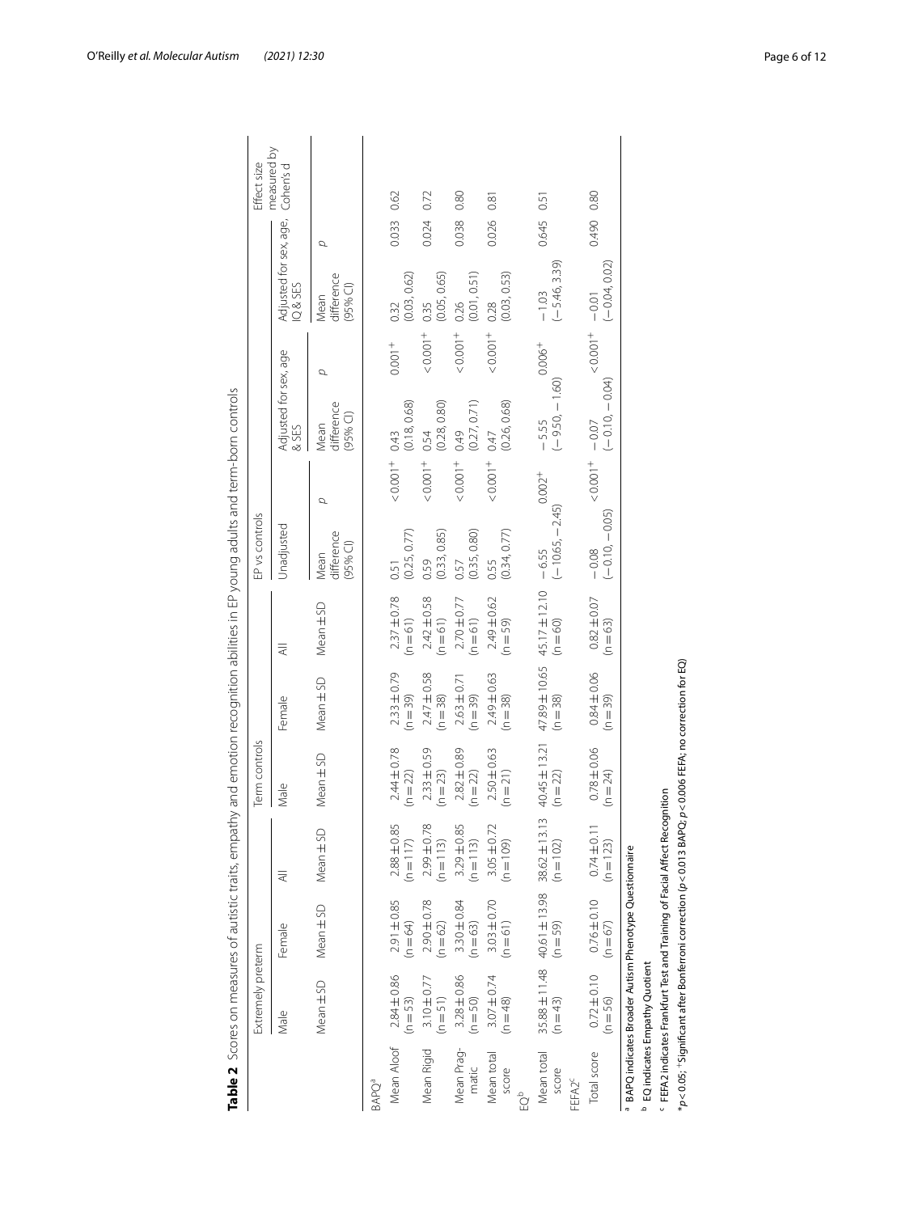**Table 2** Scores on measures of autistic traits, empathy and emotion recognition abilities in EP young adults and term-born controls

| | Extremely preterm | | | Term controls | | | EP vs controls | | | | | | Effect size measured by Cohen's d |
|---|---|---|---|---|---|---|---|---|---|---|---|---|---|
| | Male | Female | All | Male | Female | All | Unadjusted | | Adjusted for sex, age & SES | | Adjusted for sex, age, IQ & SES | | |
| | Mean ± SD | Mean ± SD | Mean ± SD | Mean ± SD | Mean ± SD | Mean ± SD | Mean difference (95% CI) | *p* | Mean difference (95% CI) | *p* | Mean difference (95% CI) | *p* | |
| BAPQ[a] | | | | | | | | | | | | | |
| Mean Aloof | 2.84 ± 0.86 (n = 53) | 2.91 ± 0.85 (n = 64) | 2.88 ± 0.85 (n = 117) | 2.44 ± 0.78 (n = 22) | 2.33 ± 0.79 (n = 39) | 2.37 ± 0.78 (n = 61) | 0.51 (0.25, 0.77) | < 0.001[+] | 0.43 (0.18, 0.68) | 0.001[+] | 0.32 (0.03, 0.62) | 0.033 | 0.62 |
| Mean Rigid | 3.10 ± 0.77 (n = 51) | 2.90 ± 0.78 (n = 62) | 2.99 ± 0.78 (n = 113) | 2.33 ± 0.59 (n = 23) | 2.47 ± 0.58 (n = 38) | 2.42 ± 0.58 (n = 61) | 0.59 (0.33, 0.85) | < 0.001[+] | 0.54 (0.28, 0.80) | < 0.001[+] | 0.35 (0.05, 0.65) | 0.024 | 0.72 |
| Mean Pragmatic | 3.28 ± 0.86 (n = 50) | 3.30 ± 0.84 (n = 63) | 3.29 ± 0.85 (n = 113) | 2.82 ± 0.89 (n = 22) | 2.63 ± 0.71 (n = 39) | 2.70 ± 0.77 (n = 61) | 0.57 (0.35, 0.80) | < 0.001[+] | 0.49 (0.27, 0.71) | < 0.001[+] | 0.26 (0.01, 0.51) | 0.038 | 0.80 |
| Mean total score | 3.07 ± 0.74 (n = 48) | 3.03 ± 0.70 (n = 61) | 3.05 ± 0.72 (n = 109) | 2.50 ± 0.63 (n = 21) | 2.49 ± 0.63 (n = 38) | 2.49 ± 0.62 (n = 59) | 0.55 (0.34, 0.77) | < 0.001[+] | 0.47 (0.26, 0.68) | < 0.001[+] | 0.28 (0.03, 0.53) | 0.026 | 0.81 |
| EQ[b] | | | | | | | | | | | | | |
| Mean total score | 35.88 ± 11.48 (n = 43) | 40.61 ± 13.98 (n = 59) | 38.62 ± 13.13 (n = 102) | 40.45 ± 13.21 (n = 22) | 47.89 ± 10.65 (n = 38) | 45.17 ± 12.10 (n = 60) | −6.55 (−10.65, −2.45) | 0.002[+] | −5.55 (−9.50, −1.60) | 0.006[+] | −1.03 (−5.46, 3.39) | 0.645 | 0.51 |
| FEFA2[c] | | | | | | | | | | | | | |
| Total score | 0.72 ± 0.10 (n = 56) | 0.76 ± 0.10 (n = 67) | 0.74 ± 0.11 (n = 123) | 0.78 ± 0.06 (n = 24) | 0.84 ± 0.06 (n = 39) | 0.82 ± 0.07 (n = 63) | −0.08 (−0.10, −0.05) | < 0.001[+] | −0.07 (−0.10, −0.04) | < 0.001[+] | −0.01 (−0.04, 0.02) | 0.490 | 0.80 |

[a] BAPQ indicates Broader Autism Phenotype Questionnaire

[b] EQ indicates Empathy Quotient

[c] FEFA2 indicates Frankfurt Test and Training of Facial Affect Recognition

*$p < 0.05$; [+]Significant after Bonferroni correction ($p < 0.013$ BAPQ; $p < 0.006$ FEFA; no correction for EQ)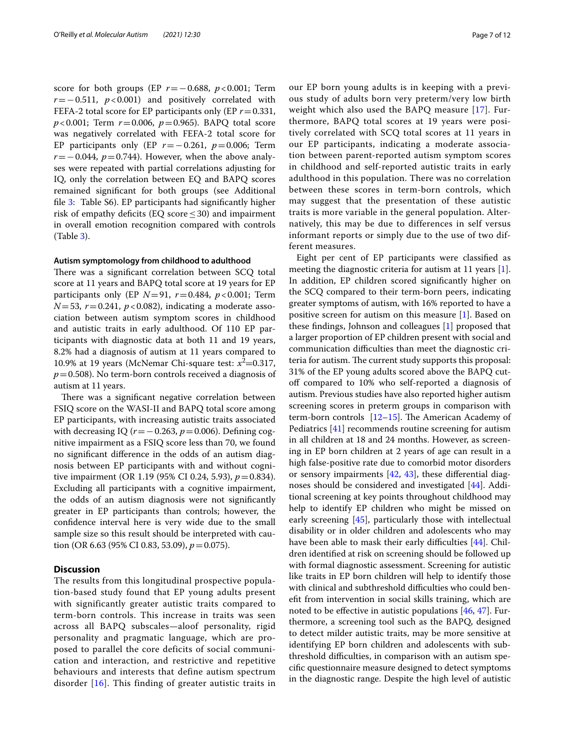score for both groups (EP $r = -0.688$, $p < 0.001$; Term $r = -0.511$, $p < 0.001$) and positively correlated with FEFA-2 total score for EP participants only (EP $r = 0.331$, $p < 0.001$; Term $r = 0.006$, $p = 0.965$). BAPQ total score was negatively correlated with FEFA-2 total score for EP participants only (EP $r = -0.261$, $p = 0.006$; Term $r = -0.044$, $p = 0.744$). However, when the above analyses were repeated with partial correlations adjusting for IQ, only the correlation between EQ and BAPQ scores remained significant for both groups (see Additional file 3: Table S6). EP participants had significantly higher risk of empathy deficits (EQ score ≤ 30) and impairment in overall emotion recognition compared with controls (Table 3).

#### Autism symptomology from childhood to adulthood

There was a significant correlation between SCQ total score at 11 years and BAPQ total score at 19 years for EP participants only (EP $N = 91$, $r = 0.484$, $p < 0.001$; Term $N = 53$, $r = 0.241$, $p < 0.082$), indicating a moderate association between autism symptom scores in childhood and autistic traits in early adulthood. Of 110 EP participants with diagnostic data at both 11 and 19 years, 8.2% had a diagnosis of autism at 11 years compared to 10.9% at 19 years (McNemar Chi-square test: $x^2 = 0.317$, $p = 0.508$). No term-born controls received a diagnosis of autism at 11 years.

There was a significant negative correlation between FSIQ score on the WASI-II and BAPQ total score among EP participants, with increasing autistic traits associated with decreasing IQ ($r = -0.263$, $p = 0.006$). Defining cognitive impairment as a FSIQ score less than 70, we found no significant difference in the odds of an autism diagnosis between EP participants with and without cognitive impairment (OR 1.19 (95% CI 0.24, 5.93), $p = 0.834$). Excluding all participants with a cognitive impairment, the odds of an autism diagnosis were not significantly greater in EP participants than controls; however, the confidence interval here is very wide due to the small sample size so this result should be interpreted with caution (OR 6.63 (95% CI 0.83, 53.09), $p = 0.075$).

## Discussion

The results from this longitudinal prospective population-based study found that EP young adults present with significantly greater autistic traits compared to term-born controls. This increase in traits was seen across all BAPQ subscales—aloof personality, rigid personality and pragmatic language, which are proposed to parallel the core deficits of social communication and interaction, and restrictive and repetitive behaviours and interests that define autism spectrum disorder [16]. This finding of greater autistic traits in our EP born young adults is in keeping with a previous study of adults born very preterm/very low birth weight which also used the BAPQ measure [17]. Furthermore, BAPQ total scores at 19 years were positively correlated with SCQ total scores at 11 years in our EP participants, indicating a moderate association between parent-reported autism symptom scores in childhood and self-reported autistic traits in early adulthood in this population. There was no correlation between these scores in term-born controls, which may suggest that the presentation of these autistic traits is more variable in the general population. Alternatively, this may be due to differences in self versus informant reports or simply due to the use of two different measures.

Eight per cent of EP participants were classified as meeting the diagnostic criteria for autism at 11 years [1]. In addition, EP children scored significantly higher on the SCQ compared to their term-born peers, indicating greater symptoms of autism, with 16% reported to have a positive screen for autism on this measure [1]. Based on these findings, Johnson and colleagues [1] proposed that a larger proportion of EP children present with social and communication difficulties than meet the diagnostic criteria for autism. The current study supports this proposal: 31% of the EP young adults scored above the BAPQ cut-off compared to 10% who self-reported a diagnosis of autism. Previous studies have also reported higher autism screening scores in preterm groups in comparison with term-born controls [12–15]. The American Academy of Pediatrics [41] recommends routine screening for autism in all children at 18 and 24 months. However, as screening in EP born children at 2 years of age can result in a high false-positive rate due to comorbid motor disorders or sensory impairments [42, 43], these differential diagnoses should be considered and investigated [44]. Additional screening at key points throughout childhood may help to identify EP children who might be missed on early screening [45], particularly those with intellectual disability or in older children and adolescents who may have been able to mask their early difficulties [44]. Children identified at risk on screening should be followed up with formal diagnostic assessment. Screening for autistic like traits in EP born children will help to identify those with clinical and subthreshold difficulties who could benefit from intervention in social skills training, which are noted to be effective in autistic populations [46, 47]. Furthermore, a screening tool such as the BAPQ, designed to detect milder autistic traits, may be more sensitive at identifying EP born children and adolescents with subthreshold difficulties, in comparison with an autism specific questionnaire measure designed to detect symptoms in the diagnostic range. Despite the high level of autistic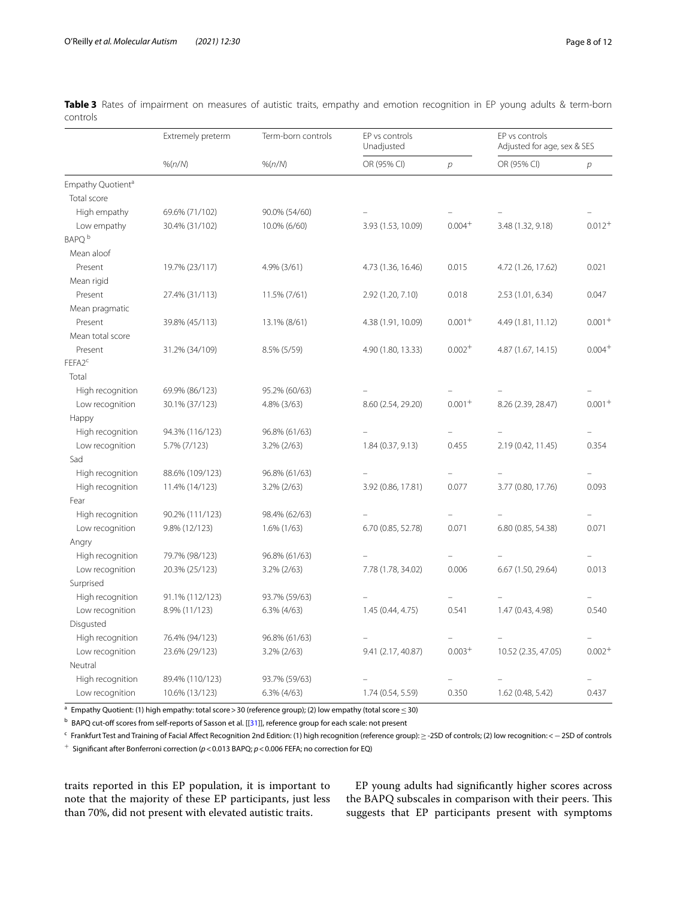**Table 3** Rates of impairment on measures of autistic traits, empathy and emotion recognition in EP young adults & term-born controls

| | Extremely preterm | Term-born controls | EP vs controls Unadjusted | | EP vs controls Adjusted for age, sex & SES | |
|---|---|---|---|---|---|---|
| | %(n/N) | %(n/N) | OR (95% CI) | p | OR (95% CI) | p |
| Empathy Quotient[a] | | | | | | |
| Total score | | | | | | |
| High empathy | 69.6% (71/102) | 90.0% (54/60) | – | – | – | – |
| Low empathy | 30.4% (31/102) | 10.0% (6/60) | 3.93 (1.53, 10.09) | 0.004[+] | 3.48 (1.32, 9.18) | 0.012[+] |
| BAPQ[b] | | | | | | |
| Mean aloof | | | | | | |
| Present | 19.7% (23/117) | 4.9% (3/61) | 4.73 (1.36, 16.46) | 0.015 | 4.72 (1.26, 17.62) | 0.021 |
| Mean rigid | | | | | | |
| Present | 27.4% (31/113) | 11.5% (7/61) | 2.92 (1.20, 7.10) | 0.018 | 2.53 (1.01, 6.34) | 0.047 |
| Mean pragmatic | | | | | | |
| Present | 39.8% (45/113) | 13.1% (8/61) | 4.38 (1.91, 10.09) | 0.001[+] | 4.49 (1.81, 11.12) | 0.001[+] |
| Mean total score | | | | | | |
| Present | 31.2% (34/109) | 8.5% (5/59) | 4.90 (1.80, 13.33) | 0.002[+] | 4.87 (1.67, 14.15) | 0.004[+] |
| FEFA2[c] | | | | | | |
| Total | | | | | | |
| High recognition | 69.9% (86/123) | 95.2% (60/63) | – | – | – | – |
| Low recognition | 30.1% (37/123) | 4.8% (3/63) | 8.60 (2.54, 29.20) | 0.001[+] | 8.26 (2.39, 28.47) | 0.001[+] |
| Happy | | | | | | |
| High recognition | 94.3% (116/123) | 96.8% (61/63) | – | – | – | – |
| Low recognition | 5.7% (7/123) | 3.2% (2/63) | 1.84 (0.37, 9.13) | 0.455 | 2.19 (0.42, 11.45) | 0.354 |
| Sad | | | | | | |
| High recognition | 88.6% (109/123) | 96.8% (61/63) | – | – | – | – |
| High recognition | 11.4% (14/123) | 3.2% (2/63) | 3.92 (0.86, 17.81) | 0.077 | 3.77 (0.80, 17.76) | 0.093 |
| Fear | | | | | | |
| High recognition | 90.2% (111/123) | 98.4% (62/63) | – | – | – | – |
| Low recognition | 9.8% (12/123) | 1.6% (1/63) | 6.70 (0.85, 52.78) | 0.071 | 6.80 (0.85, 54.38) | 0.071 |
| Angry | | | | | | |
| High recognition | 79.7% (98/123) | 96.8% (61/63) | – | – | – | – |
| Low recognition | 20.3% (25/123) | 3.2% (2/63) | 7.78 (1.78, 34.02) | 0.006 | 6.67 (1.50, 29.64) | 0.013 |
| Surprised | | | | | | |
| High recognition | 91.1% (112/123) | 93.7% (59/63) | – | – | – | – |
| Low recognition | 8.9% (11/123) | 6.3% (4/63) | 1.45 (0.44, 4.75) | 0.541 | 1.47 (0.43, 4.98) | 0.540 |
| Disgusted | | | | | | |
| High recognition | 76.4% (94/123) | 96.8% (61/63) | – | – | – | – |
| Low recognition | 23.6% (29/123) | 3.2% (2/63) | 9.41 (2.17, 40.87) | 0.003[+] | 10.52 (2.35, 47.05) | 0.002[+] |
| Neutral | | | | | | |
| High recognition | 89.4% (110/123) | 93.7% (59/63) | – | – | – | – |
| Low recognition | 10.6% (13/123) | 6.3% (4/63) | 1.74 (0.54, 5.59) | 0.350 | 1.62 (0.48, 5.42) | 0.437 |

[a] Empathy Quotient: (1) high empathy: total score > 30 (reference group); (2) low empathy (total score ≤ 30)

[b] BAPQ cut-off scores from self-reports of Sasson et al. [[31]], reference group for each scale: not present

[c] Frankfurt Test and Training of Facial Affect Recognition 2nd Edition: (1) high recognition (reference group): ≥ -2SD of controls; (2) low recognition: < − 2SD of controls

[+] Significant after Bonferroni correction ($p < 0.013$ BAPQ; $p < 0.006$ FEFA; no correction for EQ)

traits reported in this EP population, it is important to note that the majority of these EP participants, just less than 70%, did not present with elevated autistic traits.

EP young adults had significantly higher scores across the BAPQ subscales in comparison with their peers. This suggests that EP participants present with symptoms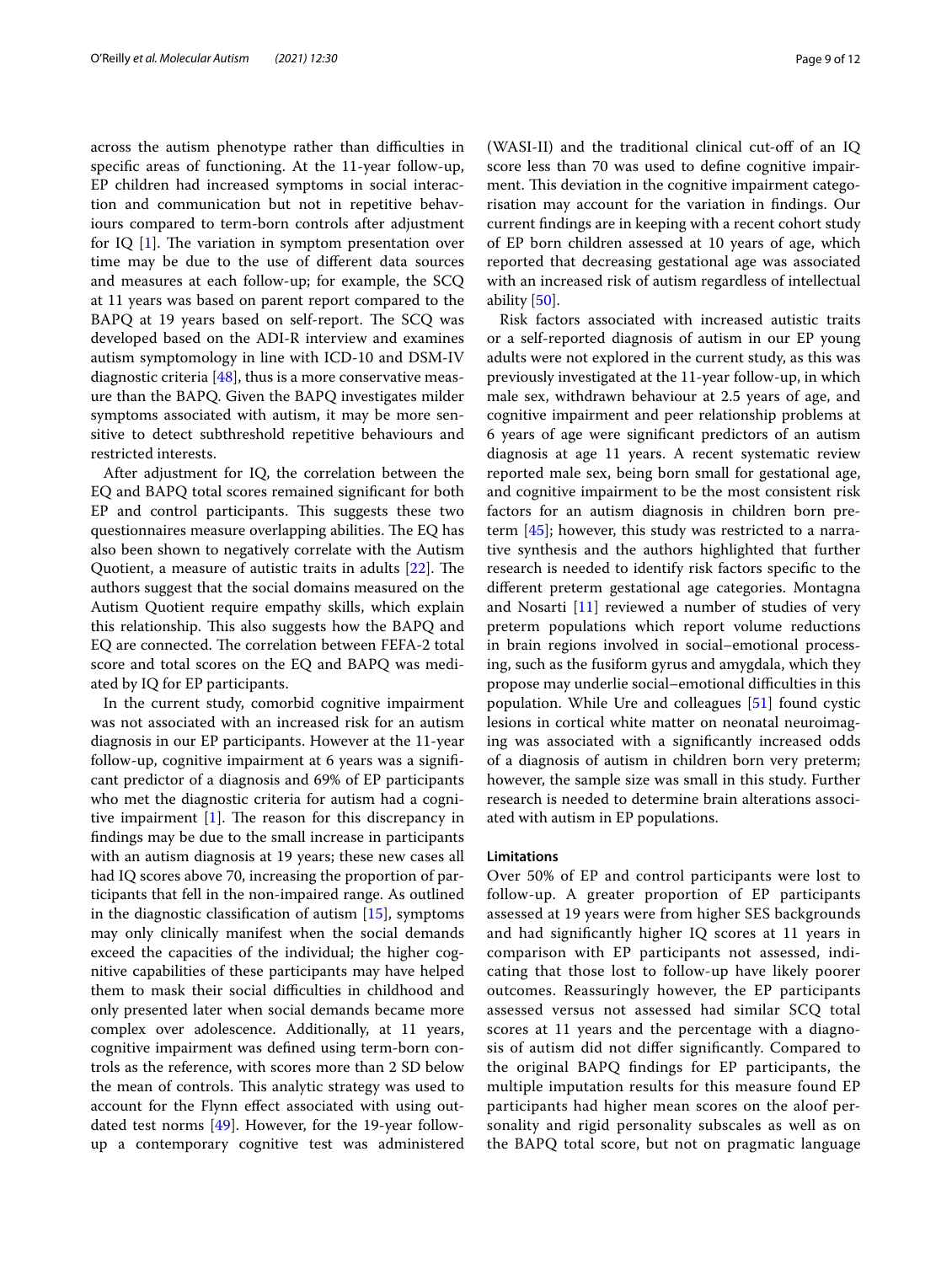across the autism phenotype rather than difficulties in specific areas of functioning. At the 11-year follow-up, EP children had increased symptoms in social interaction and communication but not in repetitive behaviours compared to term-born controls after adjustment for IQ [1]. The variation in symptom presentation over time may be due to the use of different data sources and measures at each follow-up; for example, the SCQ at 11 years was based on parent report compared to the BAPQ at 19 years based on self-report. The SCQ was developed based on the ADI-R interview and examines autism symptomology in line with ICD-10 and DSM-IV diagnostic criteria [48], thus is a more conservative measure than the BAPQ. Given the BAPQ investigates milder symptoms associated with autism, it may be more sensitive to detect subthreshold repetitive behaviours and restricted interests.

After adjustment for IQ, the correlation between the EQ and BAPQ total scores remained significant for both EP and control participants. This suggests these two questionnaires measure overlapping abilities. The EQ has also been shown to negatively correlate with the Autism Quotient, a measure of autistic traits in adults [22]. The authors suggest that the social domains measured on the Autism Quotient require empathy skills, which explain this relationship. This also suggests how the BAPQ and EQ are connected. The correlation between FEFA-2 total score and total scores on the EQ and BAPQ was mediated by IQ for EP participants.

In the current study, comorbid cognitive impairment was not associated with an increased risk for an autism diagnosis in our EP participants. However at the 11-year follow-up, cognitive impairment at 6 years was a significant predictor of a diagnosis and 69% of EP participants who met the diagnostic criteria for autism had a cognitive impairment [1]. The reason for this discrepancy in findings may be due to the small increase in participants with an autism diagnosis at 19 years; these new cases all had IQ scores above 70, increasing the proportion of participants that fell in the non-impaired range. As outlined in the diagnostic classification of autism [15], symptoms may only clinically manifest when the social demands exceed the capacities of the individual; the higher cognitive capabilities of these participants may have helped them to mask their social difficulties in childhood and only presented later when social demands became more complex over adolescence. Additionally, at 11 years, cognitive impairment was defined using term-born controls as the reference, with scores more than 2 SD below the mean of controls. This analytic strategy was used to account for the Flynn effect associated with using outdated test norms [49]. However, for the 19-year follow-up a contemporary cognitive test was administered (WASI-II) and the traditional clinical cut-off of an IQ score less than 70 was used to define cognitive impairment. This deviation in the cognitive impairment categorisation may account for the variation in findings. Our current findings are in keeping with a recent cohort study of EP born children assessed at 10 years of age, which reported that decreasing gestational age was associated with an increased risk of autism regardless of intellectual ability [50].

Risk factors associated with increased autistic traits or a self-reported diagnosis of autism in our EP young adults were not explored in the current study, as this was previously investigated at the 11-year follow-up, in which male sex, withdrawn behaviour at 2.5 years of age, and cognitive impairment and peer relationship problems at 6 years of age were significant predictors of an autism diagnosis at age 11 years. A recent systematic review reported male sex, being born small for gestational age, and cognitive impairment to be the most consistent risk factors for an autism diagnosis in children born preterm [45]; however, this study was restricted to a narrative synthesis and the authors highlighted that further research is needed to identify risk factors specific to the different preterm gestational age categories. Montagna and Nosarti [11] reviewed a number of studies of very preterm populations which report volume reductions in brain regions involved in social–emotional processing, such as the fusiform gyrus and amygdala, which they propose may underlie social–emotional difficulties in this population. While Ure and colleagues [51] found cystic lesions in cortical white matter on neonatal neuroimaging was associated with a significantly increased odds of a diagnosis of autism in children born very preterm; however, the sample size was small in this study. Further research is needed to determine brain alterations associated with autism in EP populations.

### Limitations

Over 50% of EP and control participants were lost to follow-up. A greater proportion of EP participants assessed at 19 years were from higher SES backgrounds and had significantly higher IQ scores at 11 years in comparison with EP participants not assessed, indicating that those lost to follow-up have likely poorer outcomes. Reassuringly however, the EP participants assessed versus not assessed had similar SCQ total scores at 11 years and the percentage with a diagnosis of autism did not differ significantly. Compared to the original BAPQ findings for EP participants, the multiple imputation results for this measure found EP participants had higher mean scores on the aloof personality and rigid personality subscales as well as on the BAPQ total score, but not on pragmatic language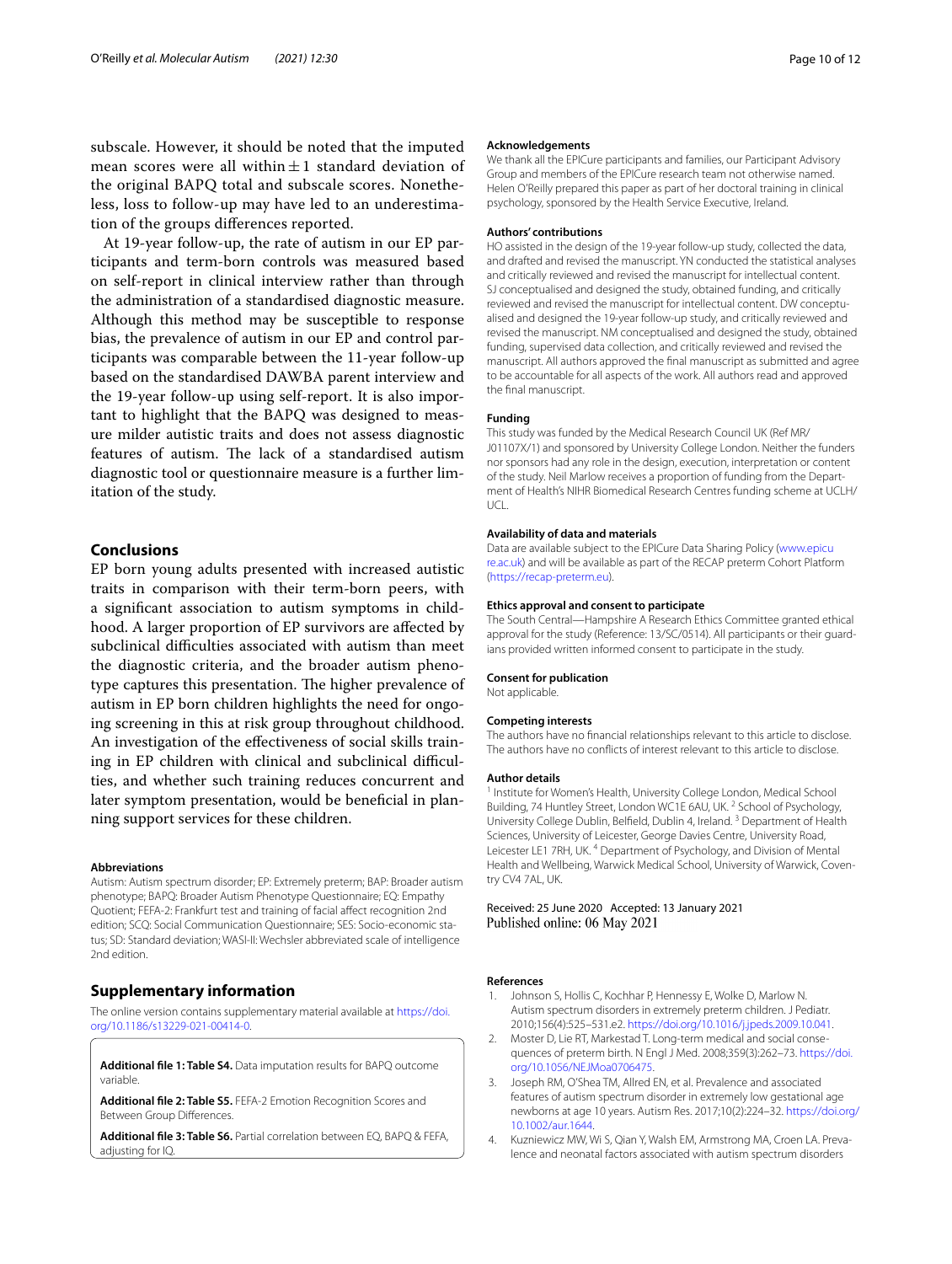subscale. However, it should be noted that the imputed mean scores were all within $\pm 1$ standard deviation of the original BAPQ total and subscale scores. Nonetheless, loss to follow-up may have led to an underestimation of the groups differences reported.

At 19-year follow-up, the rate of autism in our EP participants and term-born controls was measured based on self-report in clinical interview rather than through the administration of a standardised diagnostic measure. Although this method may be susceptible to response bias, the prevalence of autism in our EP and control participants was comparable between the 11-year follow-up based on the standardised DAWBA parent interview and the 19-year follow-up using self-report. It is also important to highlight that the BAPQ was designed to measure milder autistic traits and does not assess diagnostic features of autism. The lack of a standardised autism diagnostic tool or questionnaire measure is a further limitation of the study.

## Conclusions

EP born young adults presented with increased autistic traits in comparison with their term-born peers, with a significant association to autism symptoms in childhood. A larger proportion of EP survivors are affected by subclinical difficulties associated with autism than meet the diagnostic criteria, and the broader autism phenotype captures this presentation. The higher prevalence of autism in EP born children highlights the need for ongoing screening in this at risk group throughout childhood. An investigation of the effectiveness of social skills training in EP children with clinical and subclinical difficulties, and whether such training reduces concurrent and later symptom presentation, would be beneficial in planning support services for these children.

#### Abbreviations

Autism: Autism spectrum disorder; EP: Extremely preterm; BAP: Broader autism phenotype; BAPQ: Broader Autism Phenotype Questionnaire; EQ: Empathy Quotient; FEFA-2: Frankfurt test and training of facial affect recognition 2nd edition; SCQ: Social Communication Questionnaire; SES: Socio-economic status; SD: Standard deviation; WASI-II: Wechsler abbreviated scale of intelligence 2nd edition.

## Supplementary information

The online version contains supplementary material available at https://doi.org/10.1186/s13229-021-00414-0.

**Additional file 1: Table S4.** Data imputation results for BAPQ outcome variable.

**Additional file 2: Table S5.** FEFA-2 Emotion Recognition Scores and Between Group Differences.

**Additional file 3: Table S6.** Partial correlation between EQ, BAPQ & FEFA, adjusting for IQ.

#### Acknowledgements

We thank all the EPICure participants and families, our Participant Advisory Group and members of the EPICure research team not otherwise named. Helen O'Reilly prepared this paper as part of her doctoral training in clinical psychology, sponsored by the Health Service Executive, Ireland.

#### Authors' contributions

HO assisted in the design of the 19-year follow-up study, collected the data, and drafted and revised the manuscript. YN conducted the statistical analyses and critically reviewed and revised the manuscript for intellectual content. SJ conceptualised and designed the study, obtained funding, and critically reviewed and revised the manuscript for intellectual content. DW conceptualised and designed the 19-year follow-up study, and critically reviewed and revised the manuscript. NM conceptualised and designed the study, obtained funding, supervised data collection, and critically reviewed and revised the manuscript. All authors approved the final manuscript as submitted and agree to be accountable for all aspects of the work. All authors read and approved the final manuscript.

#### Funding

This study was funded by the Medical Research Council UK (Ref MR/J01107X/1) and sponsored by University College London. Neither the funders nor sponsors had any role in the design, execution, interpretation or content of the study. Neil Marlow receives a proportion of funding from the Department of Health's NIHR Biomedical Research Centres funding scheme at UCLH/UCL.

#### Availability of data and materials

Data are available subject to the EPICure Data Sharing Policy (www.epicure.ac.uk) and will be available as part of the RECAP preterm Cohort Platform (https://recap-preterm.eu).

#### Ethics approval and consent to participate

The South Central—Hampshire A Research Ethics Committee granted ethical approval for the study (Reference: 13/SC/0514). All participants or their guardians provided written informed consent to participate in the study.

#### Consent for publication

Not applicable.

#### Competing interests

The authors have no financial relationships relevant to this article to disclose. The authors have no conflicts of interest relevant to this article to disclose.

#### Author details

[1] Institute for Women's Health, University College London, Medical School Building, 74 Huntley Street, London WC1E 6AU, UK. [2] School of Psychology, University College Dublin, Belfield, Dublin 4, Ireland. [3] Department of Health Sciences, University of Leicester, George Davies Centre, University Road, Leicester LE1 7RH, UK. [4] Department of Psychology, and Division of Mental Health and Wellbeing, Warwick Medical School, University of Warwick, Coventry CV4 7AL, UK.

Received: 25 June 2020 Accepted: 13 January 2021
Published online: 06 May 2021

#### References

1. Johnson S, Hollis C, Kochhar P, Hennessy E, Wolke D, Marlow N. Autism spectrum disorders in extremely preterm children. J Pediatr. 2010;156(4):525–531.e2. https://doi.org/10.1016/j.jpeds.2009.10.041.
2. Moster D, Lie RT, Markestad T. Long-term medical and social consequences of preterm birth. N Engl J Med. 2008;359(3):262–73. https://doi.org/10.1056/NEJMoa0706475.
3. Joseph RM, O'Shea TM, Allred EN, et al. Prevalence and associated features of autism spectrum disorder in extremely low gestational age newborns at age 10 years. Autism Res. 2017;10(2):224–32. https://doi.org/10.1002/aur.1644.
4. Kuzniewicz MW, Wi S, Qian Y, Walsh EM, Armstrong MA, Croen LA. Prevalence and neonatal factors associated with autism spectrum disorders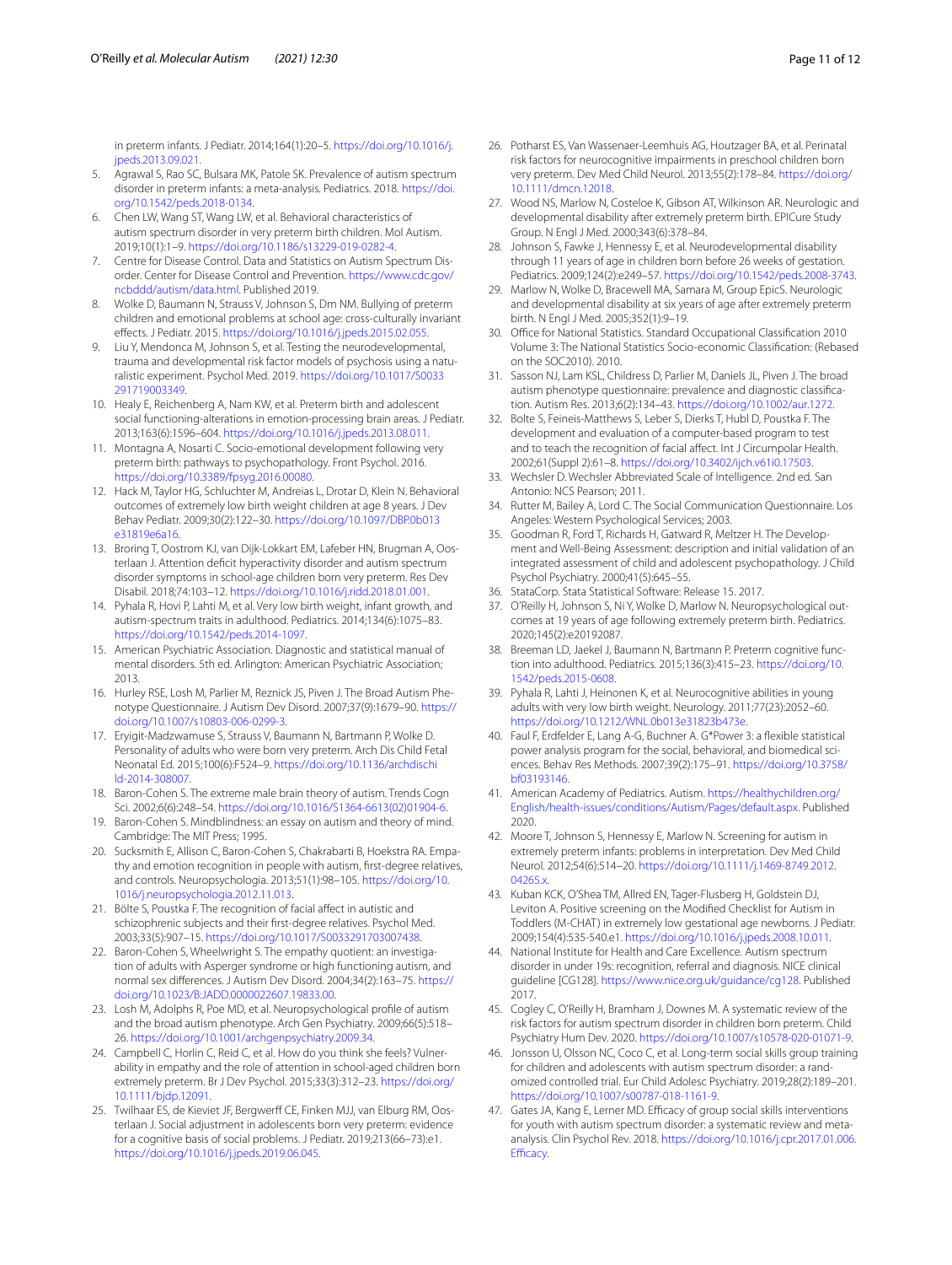in preterm infants. J Pediatr. 2014;164(1):20–5. https://doi.org/10.1016/j.jpeds.2013.09.021.

5. Agrawal S, Rao SC, Bulsara MK, Patole SK. Prevalence of autism spectrum disorder in preterm infants: a meta-analysis. Pediatrics. 2018. https://doi.org/10.1542/peds.2018-0134.
6. Chen LW, Wang ST, Wang LW, et al. Behavioral characteristics of autism spectrum disorder in very preterm birth children. Mol Autism. 2019;10(1):1–9. https://doi.org/10.1186/s13229-019-0282-4.
7. Centre for Disease Control. Data and Statistics on Autism Spectrum Disorder. Center for Disease Control and Prevention. https://www.cdc.gov/ncbddd/autism/data.html. Published 2019.
8. Wolke D, Baumann N, Strauss V, Johnson S, Dm NM. Bullying of preterm children and emotional problems at school age: cross-culturally invariant effects. J Pediatr. 2015. https://doi.org/10.1016/j.jpeds.2015.02.055.
9. Liu Y, Mendonca M, Johnson S, et al. Testing the neurodevelopmental, trauma and developmental risk factor models of psychosis using a naturalistic experiment. Psychol Med. 2019. https://doi.org/10.1017/S0033291719003349.
10. Healy E, Reichenberg A, Nam KW, et al. Preterm birth and adolescent social functioning-alterations in emotion-processing brain areas. J Pediatr. 2013;163(6):1596–604. https://doi.org/10.1016/j.jpeds.2013.08.011.
11. Montagna A, Nosarti C. Socio-emotional development following very preterm birth: pathways to psychopathology. Front Psychol. 2016. https://doi.org/10.3389/fpsyg.2016.00080.
12. Hack M, Taylor HG, Schluchter M, Andreias L, Drotar D, Klein N. Behavioral outcomes of extremely low birth weight children at age 8 years. J Dev Behav Pediatr. 2009;30(2):122–30. https://doi.org/10.1097/DBP.0b013e31819e6a16.
13. Broring T, Oostrom KJ, van Dijk-Lokkart EM, Lafeber HN, Brugman A, Oosterlaan J. Attention deficit hyperactivity disorder and autism spectrum disorder symptoms in school-age children born very preterm. Res Dev Disabil. 2018;74:103–12. https://doi.org/10.1016/j.ridd.2018.01.001.
14. Pyhala R, Hovi P, Lahti M, et al. Very low birth weight, infant growth, and autism-spectrum traits in adulthood. Pediatrics. 2014;134(6):1075–83. https://doi.org/10.1542/peds.2014-1097.
15. American Psychiatric Association. Diagnostic and statistical manual of mental disorders. 5th ed. Arlington: American Psychiatric Association; 2013.
16. Hurley RSE, Losh M, Parlier M, Reznick JS, Piven J. The Broad Autism Phenotype Questionnaire. J Autism Dev Disord. 2007;37(9):1679–90. https://doi.org/10.1007/s10803-006-0299-3.
17. Eryigit-Madzwamuse S, Strauss V, Baumann N, Bartmann P, Wolke D. Personality of adults who were born very preterm. Arch Dis Child Fetal Neonatal Ed. 2015;100(6):F524–9. https://doi.org/10.1136/archdischild-2014-308007.
18. Baron-Cohen S. The extreme male brain theory of autism. Trends Cogn Sci. 2002;6(6):248–54. https://doi.org/10.1016/S1364-6613(02)01904-6.
19. Baron-Cohen S. Mindblindness: an essay on autism and theory of mind. Cambridge: The MIT Press; 1995.
20. Sucksmith E, Allison C, Baron-Cohen S, Chakrabarti B, Hoekstra RA. Empathy and emotion recognition in people with autism, first-degree relatives, and controls. Neuropsychologia. 2013;51(1):98–105. https://doi.org/10.1016/j.neuropsychologia.2012.11.013.
21. Bölte S, Poustka F. The recognition of facial affect in autistic and schizophrenic subjects and their first-degree relatives. Psychol Med. 2003;33(5):907–15. https://doi.org/10.1017/S0033291703007438.
22. Baron-Cohen S, Wheelwright S. The empathy quotient: an investigation of adults with Asperger syndrome or high functioning autism, and normal sex differences. J Autism Dev Disord. 2004;34(2):163–75. https://doi.org/10.1023/B:JADD.0000022607.19833.00.
23. Losh M, Adolphs R, Poe MD, et al. Neuropsychological profile of autism and the broad autism phenotype. Arch Gen Psychiatry. 2009;66(5):518–26. https://doi.org/10.1001/archgenpsychiatry.2009.34.
24. Campbell C, Horlin C, Reid C, et al. How do you think she feels? Vulnerability in empathy and the role of attention in school-aged children born extremely preterm. Br J Dev Psychol. 2015;33(3):312–23. https://doi.org/10.1111/bjdp.12091.
25. Twilhaar ES, de Kieviet JF, Bergwerff CE, Finken MJJ, van Elburg RM, Oosterlaan J. Social adjustment in adolescents born very preterm: evidence for a cognitive basis of social problems. J Pediatr. 2019;213(66–73):e1. https://doi.org/10.1016/j.jpeds.2019.06.045.
26. Potharst ES, Van Wassenaer-Leemhuis AG, Houtzager BA, et al. Perinatal risk factors for neurocognitive impairments in preschool children born very preterm. Dev Med Child Neurol. 2013;55(2):178–84. https://doi.org/10.1111/dmcn.12018.
27. Wood NS, Marlow N, Costeloe K, Gibson AT, Wilkinson AR. Neurologic and developmental disability after extremely preterm birth. EPICure Study Group. N Engl J Med. 2000;343(6):378–84.
28. Johnson S, Fawke J, Hennessy E, et al. Neurodevelopmental disability through 11 years of age in children born before 26 weeks of gestation. Pediatrics. 2009;124(2):e249–57. https://doi.org/10.1542/peds.2008-3743.
29. Marlow N, Wolke D, Bracewell MA, Samara M, Group EpicS. Neurologic and developmental disability at six years of age after extremely preterm birth. N Engl J Med. 2005;352(1):9–19.
30. Office for National Statistics. Standard Occupational Classification 2010 Volume 3: The National Statistics Socio-economic Classification: (Rebased on the SOC2010). 2010.
31. Sasson NJ, Lam KSL, Childress D, Parlier M, Daniels JL, Piven J. The broad autism phenotype questionnaire: prevalence and diagnostic classification. Autism Res. 2013;6(2):134–43. https://doi.org/10.1002/aur.1272.
32. Bolte S, Feineis-Matthews S, Leber S, Dierks T, Hubl D, Poustka F. The development and evaluation of a computer-based program to test and to teach the recognition of facial affect. Int J Circumpolar Health. 2002;61(Suppl 2):61–8. https://doi.org/10.3402/ijch.v61i0.17503.
33. Wechsler D. Wechsler Abbreviated Scale of Intelligence. 2nd ed. San Antonio: NCS Pearson; 2011.
34. Rutter M, Bailey A, Lord C. The Social Communication Questionnaire. Los Angeles: Western Psychological Services; 2003.
35. Goodman R, Ford T, Richards H, Gatward R, Meltzer H. The Development and Well-Being Assessment: description and initial validation of an integrated assessment of child and adolescent psychopathology. J Child Psychol Psychiatry. 2000;41(5):645–55.
36. StataCorp. Stata Statistical Software: Release 15. 2017.
37. O'Reilly H, Johnson S, Ni Y, Wolke D, Marlow N. Neuropsychological outcomes at 19 years of age following extremely preterm birth. Pediatrics. 2020;145(2):e20192087.
38. Breeman LD, Jaekel J, Baumann N, Bartmann P. Preterm cognitive function into adulthood. Pediatrics. 2015;136(3):415–23. https://doi.org/10.1542/peds.2015-0608.
39. Pyhala R, Lahti J, Heinonen K, et al. Neurocognitive abilities in young adults with very low birth weight. Neurology. 2011;77(23):2052–60. https://doi.org/10.1212/WNL.0b013e31823b473e.
40. Faul F, Erdfelder E, Lang A-G, Buchner A. G*Power 3: a flexible statistical power analysis program for the social, behavioral, and biomedical sciences. Behav Res Methods. 2007;39(2):175–91. https://doi.org/10.3758/bf03193146.
41. American Academy of Pediatrics. Autism. https://healthychildren.org/English/health-issues/conditions/Autism/Pages/default.aspx. Published 2020.
42. Moore T, Johnson S, Hennessy E, Marlow N. Screening for autism in extremely preterm infants: problems in interpretation. Dev Med Child Neurol. 2012;54(6):514–20. https://doi.org/10.1111/j.1469-8749.2012.04265.x.
43. Kuban KCK, O'Shea TM, Allred EN, Tager-Flusberg H, Goldstein DJ, Leviton A. Positive screening on the Modified Checklist for Autism in Toddlers (M-CHAT) in extremely low gestational age newborns. J Pediatr. 2009;154(4):535-540.e1. https://doi.org/10.1016/j.jpeds.2008.10.011.
44. National Institute for Health and Care Excellence. Autism spectrum disorder in under 19s: recognition, referral and diagnosis. NICE clinical guideline [CG128]. https://www.nice.org.uk/guidance/cg128. Published 2017.
45. Cogley C, O'Reilly H, Bramham J, Downes M. A systematic review of the risk factors for autism spectrum disorder in children born preterm. Child Psychiatry Hum Dev. 2020. https://doi.org/10.1007/s10578-020-01071-9.
46. Jonsson U, Olsson NC, Coco C, et al. Long-term social skills group training for children and adolescents with autism spectrum disorder: a randomized controlled trial. Eur Child Adolesc Psychiatry. 2019;28(2):189–201. https://doi.org/10.1007/s00787-018-1161-9.
47. Gates JA, Kang E, Lerner MD. Efficacy of group social skills interventions for youth with autism spectrum disorder: a systematic review and meta-analysis. Clin Psychol Rev. 2018. https://doi.org/10.1016/j.cpr.2017.01.006.Efficacy.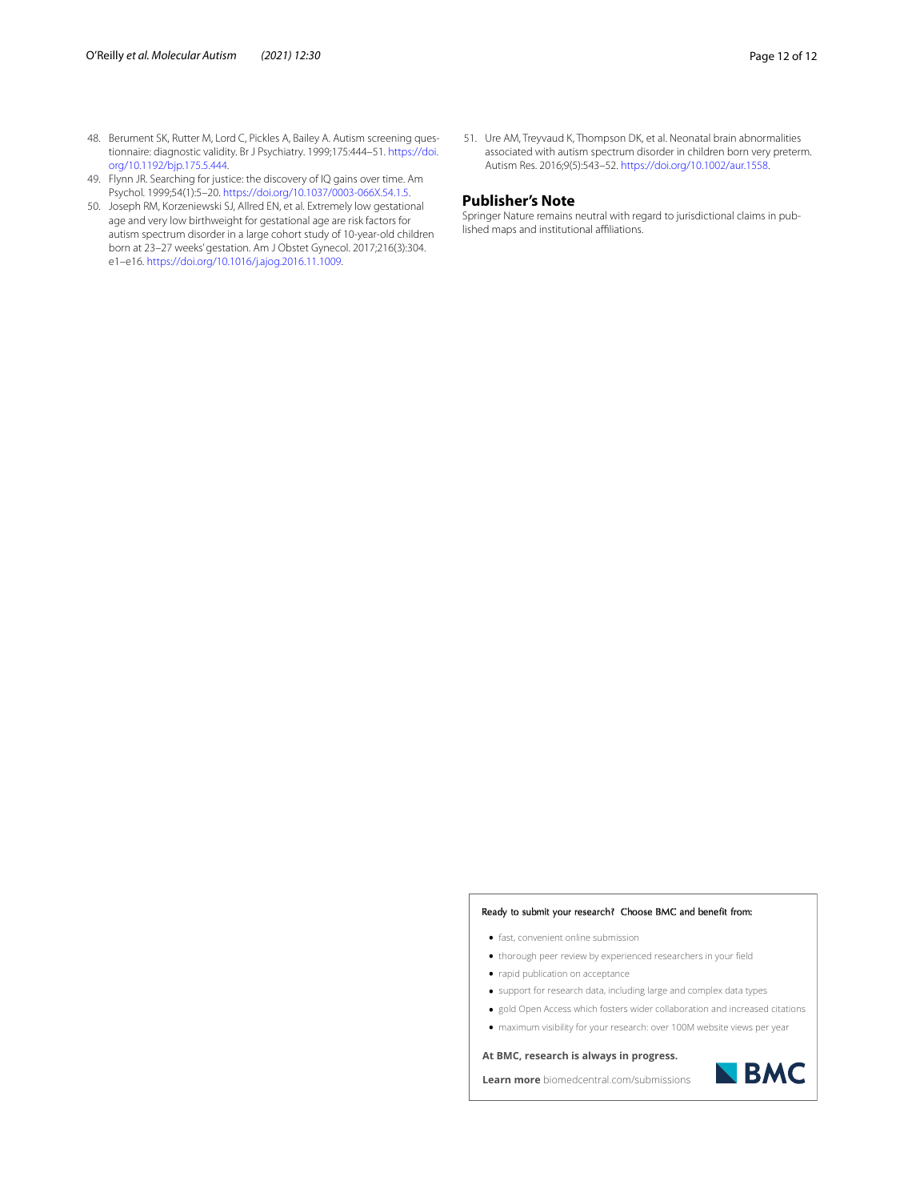48. Berument SK, Rutter M, Lord C, Pickles A, Bailey A. Autism screening questionnaire: diagnostic validity. Br J Psychiatry. 1999;175:444–51. https://doi.org/10.1192/bjp.175.5.444.
49. Flynn JR. Searching for justice: the discovery of IQ gains over time. Am Psychol. 1999;54(1):5–20. https://doi.org/10.1037/0003-066X.54.1.5.
50. Joseph RM, Korzeniewski SJ, Allred EN, et al. Extremely low gestational age and very low birthweight for gestational age are risk factors for autism spectrum disorder in a large cohort study of 10-year-old children born at 23–27 weeks' gestation. Am J Obstet Gynecol. 2017;216(3):304.e1–e16. https://doi.org/10.1016/j.ajog.2016.11.1009.
51. Ure AM, Treyvaud K, Thompson DK, et al. Neonatal brain abnormalities associated with autism spectrum disorder in children born very preterm. Autism Res. 2016;9(5):543–52. https://doi.org/10.1002/aur.1558.

## Publisher's Note

Springer Nature remains neutral with regard to jurisdictional claims in published maps and institutional affiliations.

Ready to submit your research? Choose BMC and benefit from:

- fast, convenient online submission
- thorough peer review by experienced researchers in your field
- rapid publication on acceptance
- support for research data, including large and complex data types
- gold Open Access which fosters wider collaboration and increased citations
- maximum visibility for your research: over 100M website views per year

**At BMC, research is always in progress.**

**Learn more** biomedcentral.com/submissions

BMC